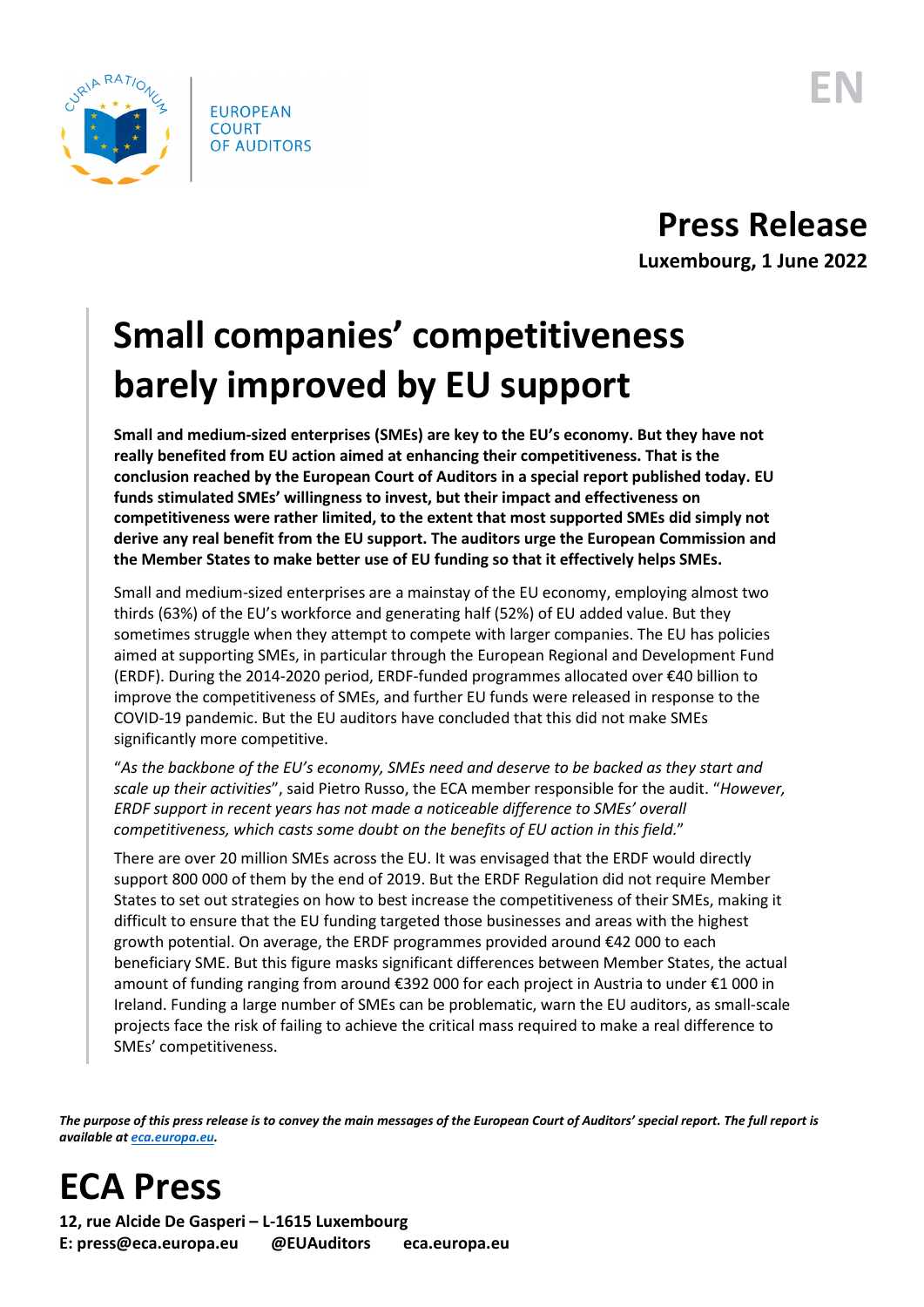EUROPEAN COURT OF AUDITORS

EN

# Press Release

**Luxembourg, 1 June 2022**

# Small companies' competitiveness barely improved by EU support

**Small and medium-sized enterprises (SMEs) are key to the EU's economy. But they have not really benefited from EU action aimed at enhancing their competitiveness. That is the conclusion reached by the European Court of Auditors in a special report published today. EU funds stimulated SMEs' willingness to invest, but their impact and effectiveness on competitiveness were rather limited, to the extent that most supported SMEs did simply not derive any real benefit from the EU support. The auditors urge the European Commission and the Member States to make better use of EU funding so that it effectively helps SMEs.**

Small and medium-sized enterprises are a mainstay of the EU economy, employing almost two thirds (63%) of the EU's workforce and generating half (52%) of EU added value. But they sometimes struggle when they attempt to compete with larger companies. The EU has policies aimed at supporting SMEs, in particular through the European Regional and Development Fund (ERDF). During the 2014-2020 period, ERDF-funded programmes allocated over €40 billion to improve the competitiveness of SMEs, and further EU funds were released in response to the COVID-19 pandemic. But the EU auditors have concluded that this did not make SMEs significantly more competitive.

"*As the backbone of the EU's economy, SMEs need and deserve to be backed as they start and scale up their activities*", said Pietro Russo, the ECA member responsible for the audit. "*However, ERDF support in recent years has not made a noticeable difference to SMEs' overall competitiveness, which casts some doubt on the benefits of EU action in this field.*"

There are over 20 million SMEs across the EU. It was envisaged that the ERDF would directly support 800 000 of them by the end of 2019. But the ERDF Regulation did not require Member States to set out strategies on how to best increase the competitiveness of their SMEs, making it difficult to ensure that the EU funding targeted those businesses and areas with the highest growth potential. On average, the ERDF programmes provided around €42 000 to each beneficiary SME. But this figure masks significant differences between Member States, the actual amount of funding ranging from around €392 000 for each project in Austria to under €1 000 in Ireland. Funding a large number of SMEs can be problematic, warn the EU auditors, as small-scale projects face the risk of failing to achieve the critical mass required to make a real difference to SMEs' competitiveness.

***The purpose of this press release is to convey the main messages of the European Court of Auditors' special report. The full report is available at [eca.europa.eu](eca.europa.eu).***

# ECA Press

**12, rue Alcide De Gasperi – L-1615 Luxembourg**
**E: press@eca.europa.eu @EUAuditors eca.europa.eu**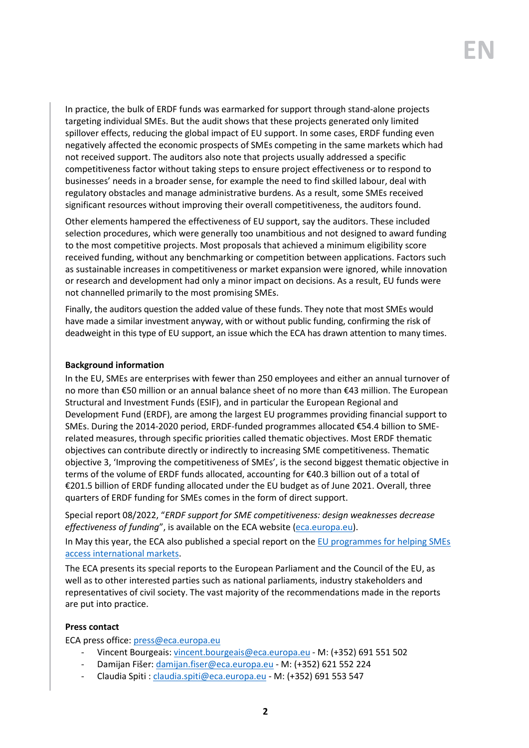In practice, the bulk of ERDF funds was earmarked for support through stand-alone projects targeting individual SMEs. But the audit shows that these projects generated only limited spillover effects, reducing the global impact of EU support. In some cases, ERDF funding even negatively affected the economic prospects of SMEs competing in the same markets which had not received support. The auditors also note that projects usually addressed a specific competitiveness factor without taking steps to ensure project effectiveness or to respond to businesses' needs in a broader sense, for example the need to find skilled labour, deal with regulatory obstacles and manage administrative burdens. As a result, some SMEs received significant resources without improving their overall competitiveness, the auditors found.

Other elements hampered the effectiveness of EU support, say the auditors. These included selection procedures, which were generally too unambitious and not designed to award funding to the most competitive projects. Most proposals that achieved a minimum eligibility score received funding, without any benchmarking or competition between applications. Factors such as sustainable increases in competitiveness or market expansion were ignored, while innovation or research and development had only a minor impact on decisions. As a result, EU funds were not channelled primarily to the most promising SMEs.

Finally, the auditors question the added value of these funds. They note that most SMEs would have made a similar investment anyway, with or without public funding, confirming the risk of deadweight in this type of EU support, an issue which the ECA has drawn attention to many times.

**Background information**

In the EU, SMEs are enterprises with fewer than 250 employees and either an annual turnover of no more than €50 million or an annual balance sheet of no more than €43 million. The European Structural and Investment Funds (ESIF), and in particular the European Regional and Development Fund (ERDF), are among the largest EU programmes providing financial support to SMEs. During the 2014-2020 period, ERDF-funded programmes allocated €54.4 billion to SME-related measures, through specific priorities called thematic objectives. Most ERDF thematic objectives can contribute directly or indirectly to increasing SME competitiveness. Thematic objective 3, 'Improving the competitiveness of SMEs', is the second biggest thematic objective in terms of the volume of ERDF funds allocated, accounting for €40.3 billion out of a total of €201.5 billion of ERDF funding allocated under the EU budget as of June 2021. Overall, three quarters of ERDF funding for SMEs comes in the form of direct support.

Special report 08/2022, "*ERDF support for SME competitiveness: design weaknesses decrease effectiveness of funding*", is available on the ECA website (eca.europa.eu).

In May this year, the ECA also published a special report on the EU programmes for helping SMEs access international markets.

The ECA presents its special reports to the European Parliament and the Council of the EU, as well as to other interested parties such as national parliaments, industry stakeholders and representatives of civil society. The vast majority of the recommendations made in the reports are put into practice.

**Press contact**

ECA press office: press@eca.europa.eu

- Vincent Bourgeais: vincent.bourgeais@eca.europa.eu - M: (+352) 691 551 502
- Damijan Fišer: damijan.fiser@eca.europa.eu - M: (+352) 621 552 224
- Claudia Spiti : claudia.spiti@eca.europa.eu - M: (+352) 691 553 547